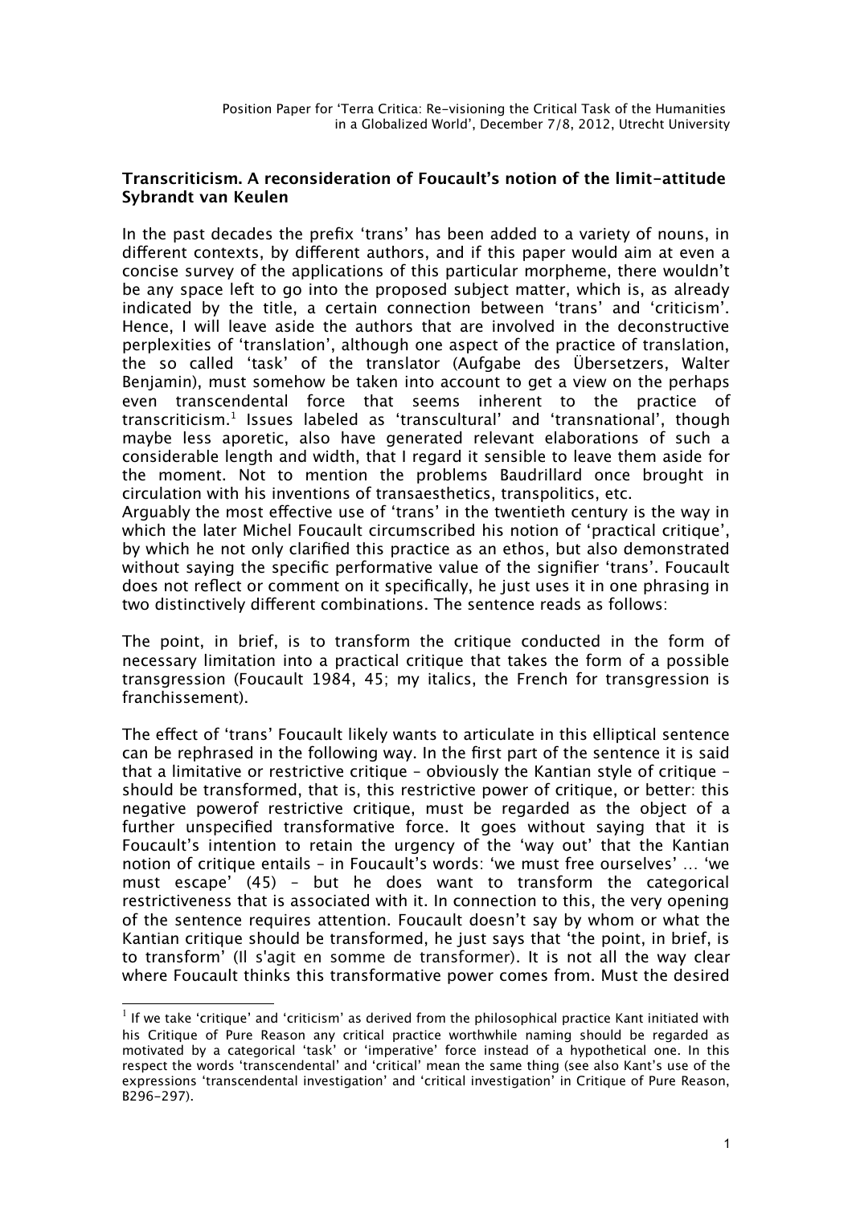Position Paper for 'Terra Critica: Re-visioning the Critical Task of the Humanities in a Globalized World', December 7/8, 2012, Utrecht University

**Transcriticism. A reconsideration of Foucault's notion of the limit-attitude**
**Sybrandt van Keulen**

In the past decades the prefix 'trans' has been added to a variety of nouns, in different contexts, by different authors, and if this paper would aim at even a concise survey of the applications of this particular morpheme, there wouldn't be any space left to go into the proposed subject matter, which is, as already indicated by the title, a certain connection between 'trans' and 'criticism'. Hence, I will leave aside the authors that are involved in the deconstructive perplexities of 'translation', although one aspect of the practice of translation, the so called 'task' of the translator (Aufgabe des Übersetzers, Walter Benjamin), must somehow be taken into account to get a view on the perhaps even transcendental force that seems inherent to the practice of transcriticism.[1] Issues labeled as 'transcultural' and 'transnational', though maybe less aporetic, also have generated relevant elaborations of such a considerable length and width, that I regard it sensible to leave them aside for the moment. Not to mention the problems Baudrillard once brought in circulation with his inventions of transaesthetics, transpolitics, etc.
Arguably the most effective use of 'trans' in the twentieth century is the way in which the later Michel Foucault circumscribed his notion of 'practical critique', by which he not only clarified this practice as an ethos, but also demonstrated without saying the specific performative value of the signifier 'trans'. Foucault does not reflect or comment on it specifically, he just uses it in one phrasing in two distinctively different combinations. The sentence reads as follows:

The point, in brief, is to transform the critique conducted in the form of necessary limitation into a practical critique that takes the form of a possible transgression (Foucault 1984, 45; my italics, the French for transgression is franchissement).

The effect of 'trans' Foucault likely wants to articulate in this elliptical sentence can be rephrased in the following way. In the first part of the sentence it is said that a limitative or restrictive critique – obviously the Kantian style of critique – should be transformed, that is, this restrictive power of critique, or better: this negative powerof restrictive critique, must be regarded as the object of a further unspecified transformative force. It goes without saying that it is Foucault's intention to retain the urgency of the 'way out' that the Kantian notion of critique entails – in Foucault's words: 'we must free ourselves' … 'we must escape' (45) – but he does want to transform the categorical restrictiveness that is associated with it. In connection to this, the very opening of the sentence requires attention. Foucault doesn't say by whom or what the Kantian critique should be transformed, he just says that 'the point, in brief, is to transform' (Il s'agit en somme de transformer). It is not all the way clear where Foucault thinks this transformative power comes from. Must the desired

[1] If we take 'critique' and 'criticism' as derived from the philosophical practice Kant initiated with his Critique of Pure Reason any critical practice worthwhile naming should be regarded as motivated by a categorical 'task' or 'imperative' force instead of a hypothetical one. In this respect the words 'transcendental' and 'critical' mean the same thing (see also Kant's use of the expressions 'transcendental investigation' and 'critical investigation' in Critique of Pure Reason, B296-297).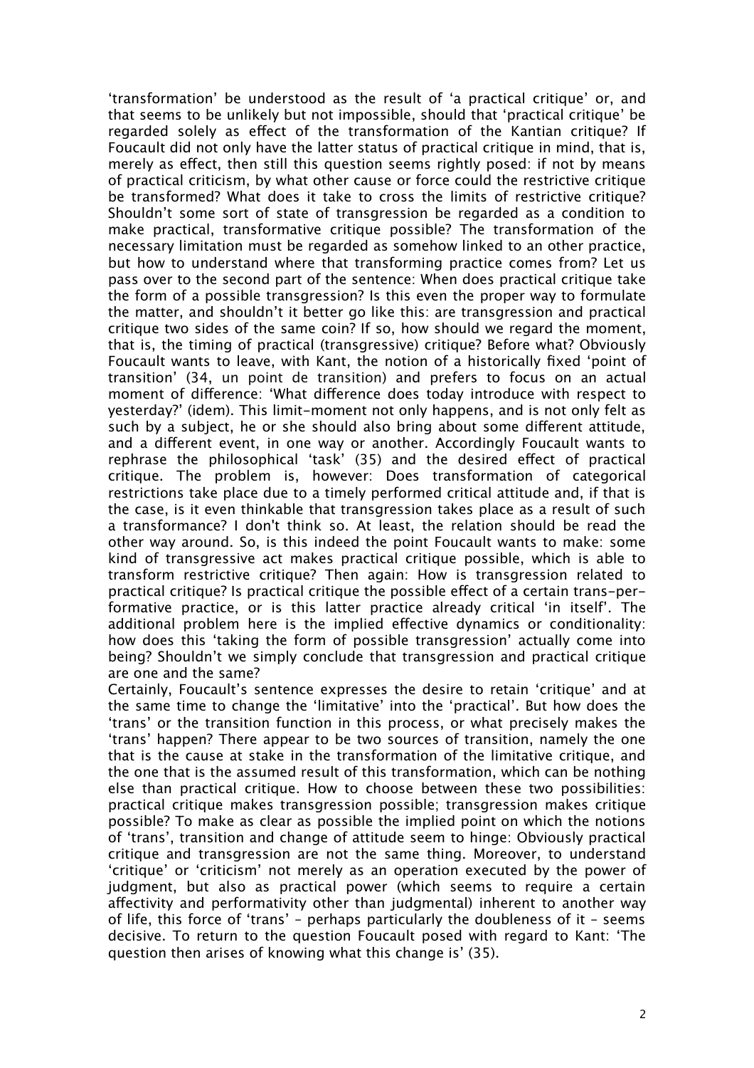'transformation' be understood as the result of 'a practical critique' or, and that seems to be unlikely but not impossible, should that 'practical critique' be regarded solely as effect of the transformation of the Kantian critique? If Foucault did not only have the latter status of practical critique in mind, that is, merely as effect, then still this question seems rightly posed: if not by means of practical criticism, by what other cause or force could the restrictive critique be transformed? What does it take to cross the limits of restrictive critique? Shouldn't some sort of state of transgression be regarded as a condition to make practical, transformative critique possible? The transformation of the necessary limitation must be regarded as somehow linked to an other practice, but how to understand where that transforming practice comes from? Let us pass over to the second part of the sentence: When does practical critique take the form of a possible transgression? Is this even the proper way to formulate the matter, and shouldn't it better go like this: are transgression and practical critique two sides of the same coin? If so, how should we regard the moment, that is, the timing of practical (transgressive) critique? Before what? Obviously Foucault wants to leave, with Kant, the notion of a historically fixed 'point of transition' (34, un point de transition) and prefers to focus on an actual moment of difference: 'What difference does today introduce with respect to yesterday?' (idem). This limit-moment not only happens, and is not only felt as such by a subject, he or she should also bring about some different attitude, and a different event, in one way or another. Accordingly Foucault wants to rephrase the philosophical 'task' (35) and the desired effect of practical critique. The problem is, however: Does transformation of categorical restrictions take place due to a timely performed critical attitude and, if that is the case, is it even thinkable that transgression takes place as a result of such a transformance? I don't think so. At least, the relation should be read the other way around. So, is this indeed the point Foucault wants to make: some kind of transgressive act makes practical critique possible, which is able to transform restrictive critique? Then again: How is transgression related to practical critique? Is practical critique the possible effect of a certain trans-performative practice, or is this latter practice already critical 'in itself'. The additional problem here is the implied effective dynamics or conditionality: how does this 'taking the form of possible transgression' actually come into being? Shouldn't we simply conclude that transgression and practical critique are one and the same?

Certainly, Foucault's sentence expresses the desire to retain 'critique' and at the same time to change the 'limitative' into the 'practical'. But how does the 'trans' or the transition function in this process, or what precisely makes the 'trans' happen? There appear to be two sources of transition, namely the one that is the cause at stake in the transformation of the limitative critique, and the one that is the assumed result of this transformation, which can be nothing else than practical critique. How to choose between these two possibilities: practical critique makes transgression possible; transgression makes critique possible? To make as clear as possible the implied point on which the notions of 'trans', transition and change of attitude seem to hinge: Obviously practical critique and transgression are not the same thing. Moreover, to understand 'critique' or 'criticism' not merely as an operation executed by the power of judgment, but also as practical power (which seems to require a certain affectivity and performativity other than judgmental) inherent to another way of life, this force of 'trans' – perhaps particularly the doubleness of it – seems decisive. To return to the question Foucault posed with regard to Kant: 'The question then arises of knowing what this change is' (35).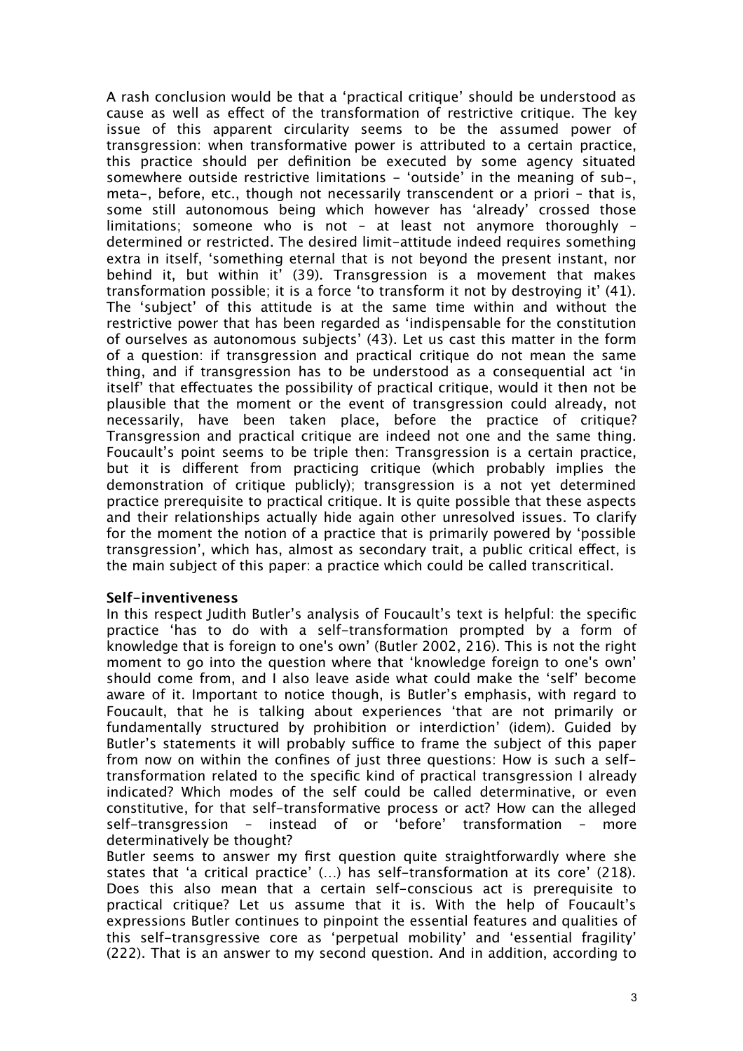A rash conclusion would be that a 'practical critique' should be understood as cause as well as effect of the transformation of restrictive critique. The key issue of this apparent circularity seems to be the assumed power of transgression: when transformative power is attributed to a certain practice, this practice should per definition be executed by some agency situated somewhere outside restrictive limitations – 'outside' in the meaning of sub-, meta-, before, etc., though not necessarily transcendent or a priori – that is, some still autonomous being which however has 'already' crossed those limitations; someone who is not – at least not anymore thoroughly – determined or restricted. The desired limit-attitude indeed requires something extra in itself, 'something eternal that is not beyond the present instant, nor behind it, but within it' (39). Transgression is a movement that makes transformation possible; it is a force 'to transform it not by destroying it' (41). The 'subject' of this attitude is at the same time within and without the restrictive power that has been regarded as 'indispensable for the constitution of ourselves as autonomous subjects' (43). Let us cast this matter in the form of a question: if transgression and practical critique do not mean the same thing, and if transgression has to be understood as a consequential act 'in itself' that effectuates the possibility of practical critique, would it then not be plausible that the moment or the event of transgression could already, not necessarily, have been taken place, before the practice of critique? Transgression and practical critique are indeed not one and the same thing. Foucault's point seems to be triple then: Transgression is a certain practice, but it is different from practicing critique (which probably implies the demonstration of critique publicly); transgression is a not yet determined practice prerequisite to practical critique. It is quite possible that these aspects and their relationships actually hide again other unresolved issues. To clarify for the moment the notion of a practice that is primarily powered by 'possible transgression', which has, almost as secondary trait, a public critical effect, is the main subject of this paper: a practice which could be called transcritical.

**Self-inventiveness**

In this respect Judith Butler's analysis of Foucault's text is helpful: the specific practice 'has to do with a self-transformation prompted by a form of knowledge that is foreign to one's own' (Butler 2002, 216). This is not the right moment to go into the question where that 'knowledge foreign to one's own' should come from, and I also leave aside what could make the 'self' become aware of it. Important to notice though, is Butler's emphasis, with regard to Foucault, that he is talking about experiences 'that are not primarily or fundamentally structured by prohibition or interdiction' (idem). Guided by Butler's statements it will probably suffice to frame the subject of this paper from now on within the confines of just three questions: How is such a self-transformation related to the specific kind of practical transgression I already indicated? Which modes of the self could be called determinative, or even constitutive, for that self-transformative process or act? How can the alleged self-transgression – instead of or 'before' transformation – more determinatively be thought?

Butler seems to answer my first question quite straightforwardly where she states that 'a critical practice' (…) has self-transformation at its core' (218). Does this also mean that a certain self-conscious act is prerequisite to practical critique? Let us assume that it is. With the help of Foucault's expressions Butler continues to pinpoint the essential features and qualities of this self-transgressive core as 'perpetual mobility' and 'essential fragility' (222). That is an answer to my second question. And in addition, according to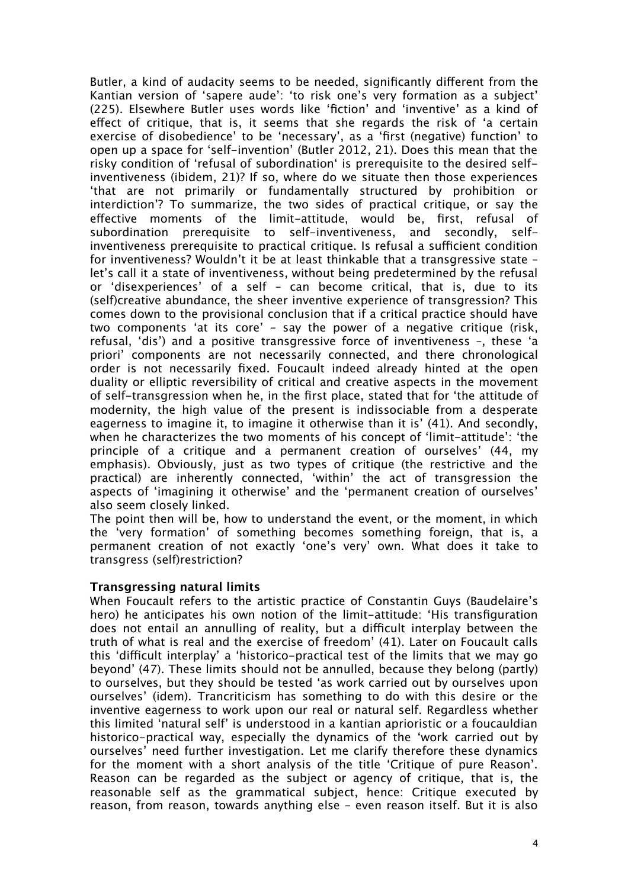Butler, a kind of audacity seems to be needed, significantly different from the Kantian version of 'sapere aude': 'to risk one's very formation as a subject' (225). Elsewhere Butler uses words like 'fiction' and 'inventive' as a kind of effect of critique, that is, it seems that she regards the risk of 'a certain exercise of disobedience' to be 'necessary', as a 'first (negative) function' to open up a space for 'self-invention' (Butler 2012, 21). Does this mean that the risky condition of 'refusal of subordination' is prerequisite to the desired self-inventiveness (ibidem, 21)? If so, where do we situate then those experiences 'that are not primarily or fundamentally structured by prohibition or interdiction'? To summarize, the two sides of practical critique, or say the effective moments of the limit-attitude, would be, first, refusal of subordination prerequisite to self-inventiveness, and secondly, self-inventiveness prerequisite to practical critique. Is refusal a sufficient condition for inventiveness? Wouldn't it be at least thinkable that a transgressive state – let's call it a state of inventiveness, without being predetermined by the refusal or 'disexperiences' of a self – can become critical, that is, due to its (self)creative abundance, the sheer inventive experience of transgression? This comes down to the provisional conclusion that if a critical practice should have two components 'at its core' – say the power of a negative critique (risk, refusal, 'dis') and a positive transgressive force of inventiveness –, these 'a priori' components are not necessarily connected, and there chronological order is not necessarily fixed. Foucault indeed hinted at already the open duality or elliptic reversibility of critical and creative aspects in the movement of self-transgression when he, in the first place, stated that for 'the attitude of modernity, the high value of the present is indissociable from a desperate eagerness to imagine it, to imagine it otherwise than it is' (41). And secondly, when he characterizes the two moments of his concept of 'limit-attitude': 'the principle of a critique and a permanent creation of ourselves' (44, my emphasis). Obviously, just as two types of critique (the restrictive and the practical) are inherently connected, 'within' the act of transgression the aspects of 'imagining it otherwise' and the 'permanent creation of ourselves' also seem closely linked.

The point then will be, how to understand the event, or the moment, in which the 'very formation' of something becomes something foreign, that is, a permanent creation of not exactly 'one's very' own. What does it take to transgress (self)restriction?

**Transgressing natural limits**

When Foucault refers to the artistic practice of Constantin Guys (Baudelaire's hero) he anticipates his own notion of the limit-attitude: 'His transfiguration does not entail an annulling of reality, but a difficult interplay between the truth of what is real and the exercise of freedom' (41). Later on Foucault calls this 'difficult interplay' a 'historico-practical test of the limits that we may go beyond' (47). These limits should not be annulled, because they belong (partly) to ourselves, but they should be tested 'as work carried out by ourselves upon ourselves' (idem). Trancriticism has something to do with this desire or the inventive eagerness to work upon our real or natural self. Regardless whether this limited 'natural self' is understood in a kantian aprioristic or a foucauldian historico-practical way, especially the dynamics of the 'work carried out by ourselves' need further investigation. Let me clarify therefore these dynamics for the moment with a short analysis of the title 'Critique of pure Reason'. Reason can be regarded as the subject or agency of critique, that is, the reasonable self as the grammatical subject, hence: Critique executed by reason, from reason, towards anything else – even reason itself. But it is also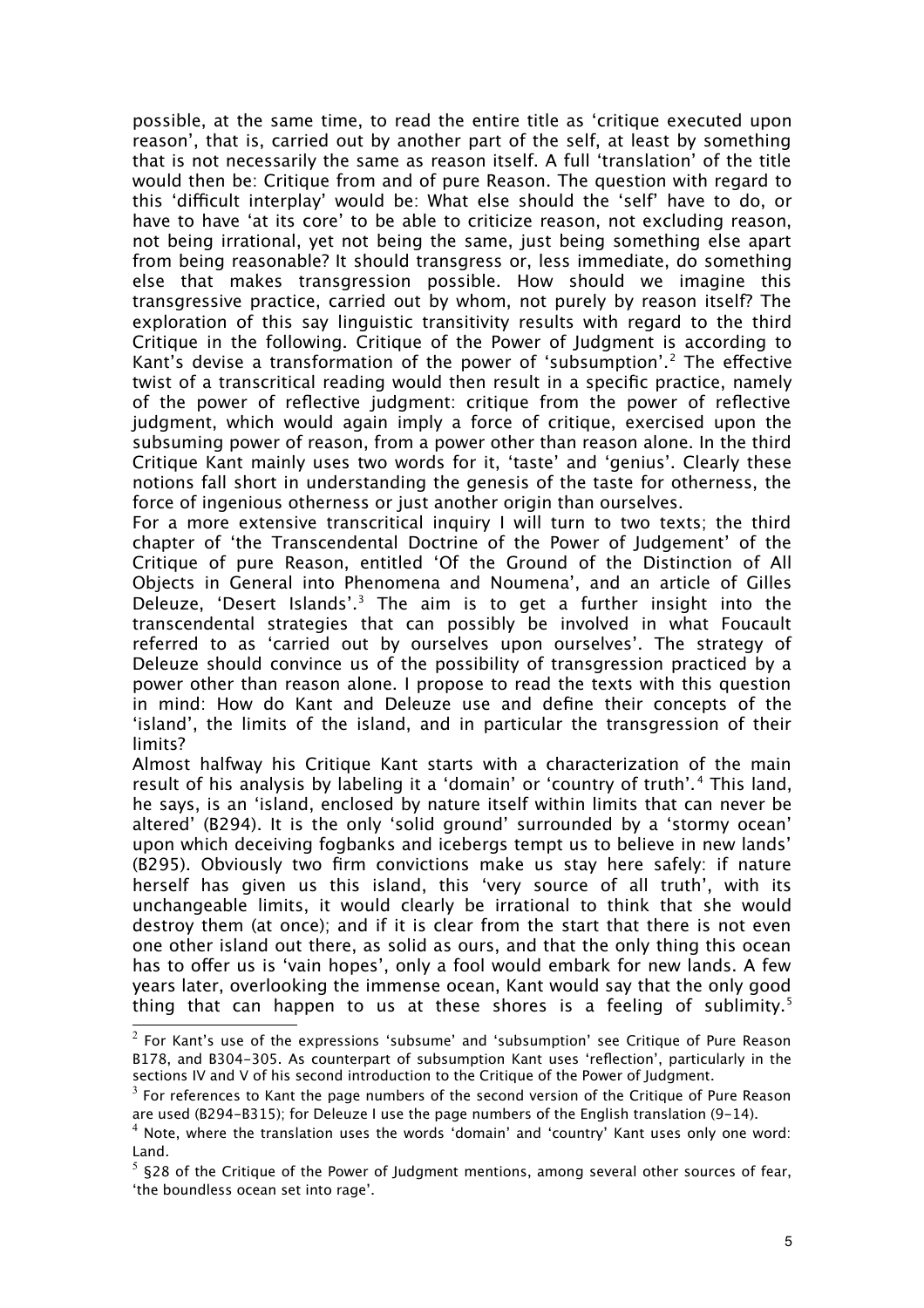possible, at the same time, to read the entire title as 'critique executed upon reason', that is, carried out by another part of the self, at least by something that is not necessarily the same as reason itself. A full 'translation' of the title would then be: Critique from and of pure Reason. The question with regard to this 'difficult interplay' would be: What else should the 'self' have to do, or have to have 'at its core' to be able to criticize reason, not excluding reason, not being irrational, yet not being the same, just being something else apart from being reasonable? It should transgress or, less immediate, do something else that makes transgression possible. How should we imagine this transgressive practice, carried out by whom, not purely by reason itself? The exploration of this say linguistic transitivity results with regard to the third Critique in the following. Critique of the Power of Judgment is according to Kant's devise a transformation of the power of 'subsumption'.[2] The effective twist of a transcritical reading would then result in a specific practice, namely of the power of reflective judgment: critique from the power of reflective judgment, which would again imply a force of critique, exercised upon the subsuming power of reason, from a power other than reason alone. In the third Critique Kant mainly uses two words for it, 'taste' and 'genius'. Clearly these notions fall short in understanding the genesis of the taste for otherness, the force of ingenious otherness or just another origin than ourselves.

For a more extensive transcritical inquiry I will turn to two texts; the third chapter of 'the Transcendental Doctrine of the Power of Judgement' of the Critique of pure Reason, entitled 'Of the Ground of the Distinction of All Objects in General into Phenomena and Noumena', and an article of Gilles Deleuze, 'Desert Islands'.[3] The aim is to get a further insight into the transcendental strategies that can possibly be involved in what Foucault referred to as 'carried out by ourselves upon ourselves'. The strategy of Deleuze should convince us of the possibility of transgression practiced by a power other than reason alone. I propose to read the texts with this question in mind: How do Kant and Deleuze use and define their concepts of the 'island', the limits of the island, and in particular the transgression of their limits?

Almost halfway his Critique Kant starts with a characterization of the main result of his analysis by labeling it a 'domain' or 'country of truth'.[4] This land, he says, is an 'island, enclosed by nature itself within limits that can never be altered' (B294). It is the only 'solid ground' surrounded by a 'stormy ocean' upon which deceiving fogbanks and icebergs tempt us to believe in new lands' (B295). Obviously two firm convictions make us stay here safely: if nature herself has given us this island, this 'very source of all truth', with its unchangeable limits, it would clearly be irrational to think that she would destroy them (at once); and if it is clear from the start that there is not even one other island out there, as solid as ours, and that the only thing this ocean has to offer us is 'vain hopes', only a fool would embark for new lands. A few years later, overlooking the immense ocean, Kant would say that the only good thing that can happen to us at these shores is a feeling of sublimity.[5]

---

[2] For Kant's use of the expressions 'subsume' and 'subsumption' see Critique of Pure Reason B178, and B304-305. As counterpart of subsumption Kant uses 'reflection', particularly in the sections IV and V of his second introduction to the Critique of the Power of Judgment.

[3] For references to Kant the page numbers of the second version of the Critique of Pure Reason are used (B294-B315); for Deleuze I use the page numbers of the English translation (9-14).

[4] Note, where the translation uses the words 'domain' and 'country' Kant uses only one word: Land.

[5] §28 of the Critique of the Power of Judgment mentions, among several other sources of fear, 'the boundless ocean set into rage'.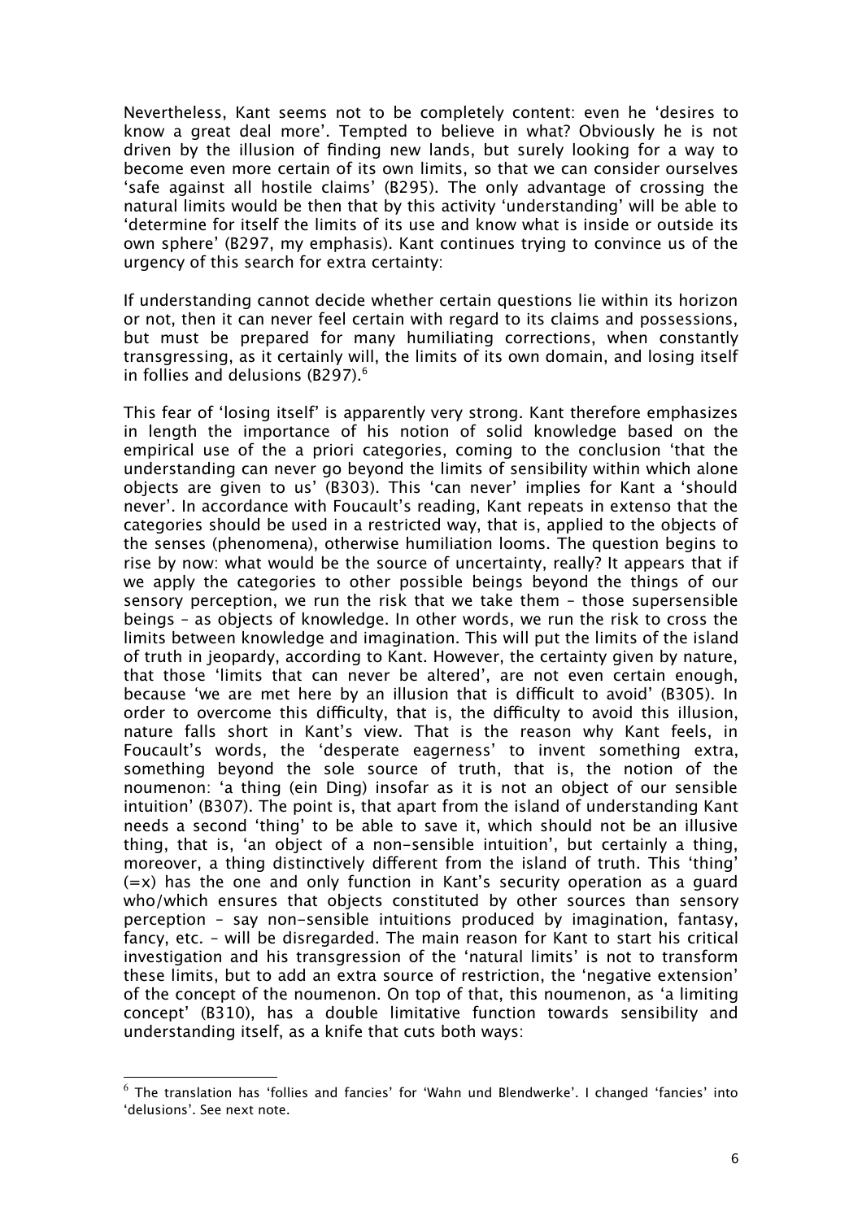Nevertheless, Kant seems not to be completely content: even he 'desires to know a great deal more'. Tempted to believe in what? Obviously he is not driven by the illusion of finding new lands, but surely looking for a way to become even more certain of its own limits, so that we can consider ourselves 'safe against all hostile claims' (B295). The only advantage of crossing the natural limits would be then that by this activity 'understanding' will be able to 'determine for itself the limits of its use and know what is inside or outside its own sphere' (B297, my emphasis). Kant continues trying to convince us of the urgency of this search for extra certainty:

If understanding cannot decide whether certain questions lie within its horizon or not, then it can never feel certain with regard to its claims and possessions, but must be prepared for many humiliating corrections, when constantly transgressing, as it certainly will, the limits of its own domain, and losing itself in follies and delusions (B297).[6]

This fear of 'losing itself' is apparently very strong. Kant therefore emphasizes in length the importance of his notion of solid knowledge based on the empirical use of the a priori categories, coming to the conclusion 'that the understanding can never go beyond the limits of sensibility within which alone objects are given to us' (B303). This 'can never' implies for Kant a 'should never'. In accordance with Foucault's reading, Kant repeats in extenso that the categories should be used in a restricted way, that is, applied to the objects of the senses (phenomena), otherwise humiliation looms. The question begins to rise by now: what would be the source of uncertainty, really? It appears that if we apply the categories to other possible beings beyond the things of our sensory perception, we run the risk that we take them – those supersensible beings – as objects of knowledge. In other words, we run the risk to cross the limits between knowledge and imagination. This will put the limits of the island of truth in jeopardy, according to Kant. However, the certainty given by nature, that those 'limits that can never be altered', are not even certain enough, because 'we are met here by an illusion that is difficult to avoid' (B305). In order to overcome this difficulty, that is, the difficulty to avoid this illusion, nature falls short in Kant's view. That is the reason why Kant feels, in Foucault's words, the 'desperate eagerness' to invent something extra, something beyond the sole source of truth, that is, the notion of the noumenon: 'a thing (ein Ding) insofar as it is not an object of our sensible intuition' (B307). The point is, that apart from the island of understanding Kant needs a second 'thing' to be able to save it, which should not be an illusive thing, that is, 'an object of a non-sensible intuition', but certainly a thing, moreover, a thing distinctively different from the island of truth. This 'thing' (=x) has the one and only function in Kant's security operation as a guard who/which ensures that objects constituted by other sources than sensory perception – say non-sensible intuitions produced by imagination, fantasy, fancy, etc. – will be disregarded. The main reason for Kant to start his critical investigation and his transgression of the 'natural limits' is not to transform these limits, but to add an extra source of restriction, the 'negative extension' of the concept of the noumenon. On top of that, this noumenon, as 'a limiting concept' (B310), has a double limitative function towards sensibility and understanding itself, as a knife that cuts both ways:

---

[6] The translation has 'follies and fancies' for 'Wahn und Blendwerke'. I changed 'fancies' into 'delusions'. See next note.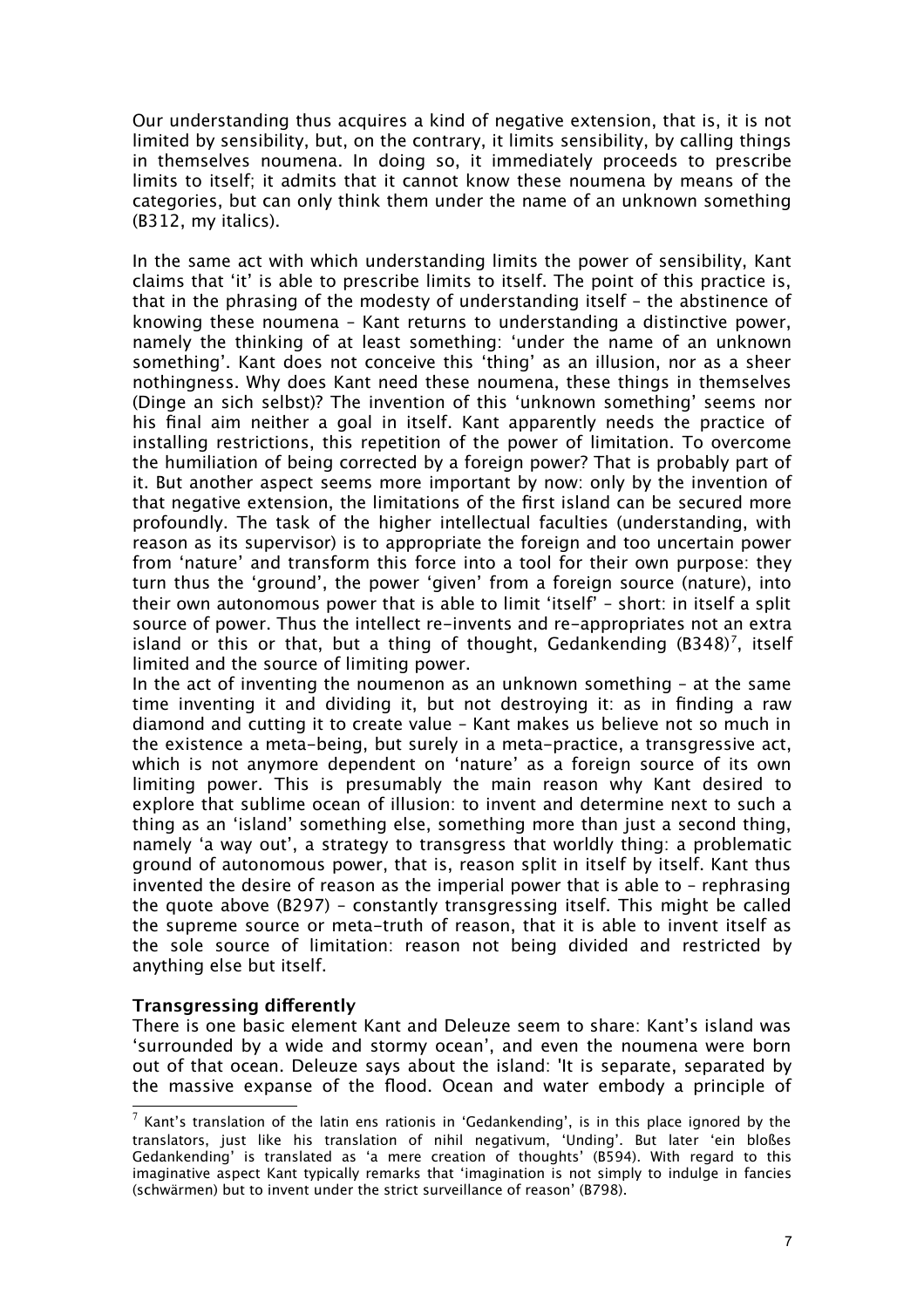Our understanding thus acquires a kind of negative extension, that is, it is not limited by sensibility, but, on the contrary, it limits sensibility, by calling things in themselves noumena. In doing so, it immediately proceeds to prescribe limits to itself; it admits that it cannot know these noumena by means of the categories, but can only think them under the name of an unknown something (B312, my italics).

In the same act with which understanding limits the power of sensibility, Kant claims that 'it' is able to prescribe limits to itself. The point of this practice is, that in the phrasing of the modesty of understanding itself – the abstinence of knowing these noumena – Kant returns to understanding a distinctive power, namely the thinking of at least something: 'under the name of an unknown something'. Kant does not conceive this 'thing' as an illusion, nor as a sheer nothingness. Why does Kant need these noumena, these things in themselves (Dinge an sich selbst)? The invention of this 'unknown something' seems nor his final aim neither a goal in itself. Kant apparently needs the practice of installing restrictions, this repetition of the power of limitation. To overcome the humiliation of being corrected by a foreign power? That is probably part of it. But another aspect seems more important by now: only by the invention of that negative extension, the limitations of the first island can be secured more profoundly. The task of the higher intellectual faculties (understanding, with reason as its supervisor) is to appropriate the foreign and too uncertain power from 'nature' and transform this force into a tool for their own purpose: they turn thus the 'ground', the power 'given' from a foreign source (nature), into their own autonomous power that is able to limit 'itself' – short: in itself a split source of power. Thus the intellect re-invents and re-appropriates not an extra island or this or that, but a thing of thought, Gedankending (B348)[7], itself limited and the source of limiting power.
In the act of inventing the noumenon as an unknown something – at the same time inventing it and dividing it, but not destroying it: as in finding a raw diamond and cutting it to create value – Kant makes us believe not so much in the existence a meta-being, but surely in a meta-practice, a transgressive act, which is not anymore dependent on 'nature' as a foreign source of its own limiting power. This is presumably the main reason why Kant desired to explore that sublime ocean of illusion: to invent and determine next to such a thing as an 'island' something else, something more than just a second thing, namely 'a way out', a strategy to transgress that worldly thing: a problematic ground of autonomous power, that is, reason split in itself by itself. Kant thus invented the desire of reason as the imperial power that is able to – rephrasing the quote above (B297) – constantly transgressing itself. This might be called the supreme source or meta-truth of reason, that it is able to invent itself as the sole source of limitation: reason not being divided and restricted by anything else but itself.

### Transgressing differently

There is one basic element Kant and Deleuze seem to share: Kant's island was 'surrounded by a wide and stormy ocean', and even the noumena were born out of that ocean. Deleuze says about the island: 'It is separate, separated by the massive expanse of the flood. Ocean and water embody a principle of

[7] Kant's translation of the latin ens rationis in 'Gedankending', is in this place ignored by the translators, just like his translation of nihil negativum, 'Unding'. But later 'ein bloßes Gedankending' is translated as 'a mere creation of thoughts' (B594). With regard to this imaginative aspect Kant typically remarks that 'imagination is not simply to indulge in fancies (schwärmen) but to invent under the strict surveillance of reason' (B798).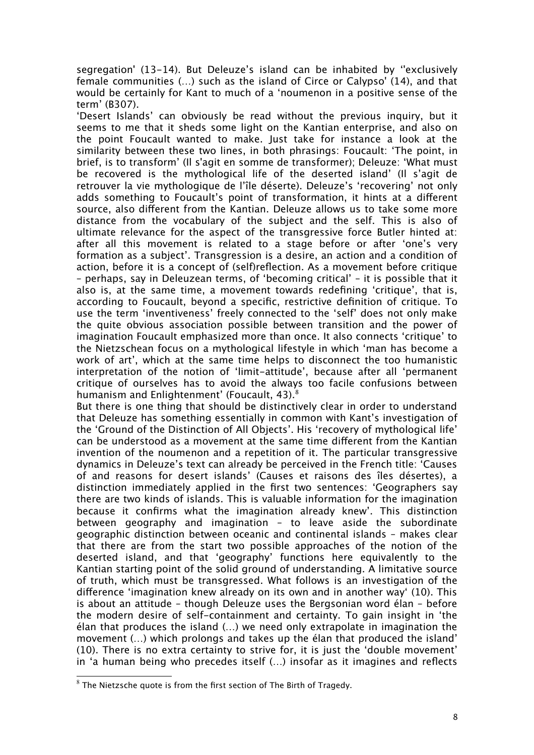segregation' (13-14). But Deleuze's island can be inhabited by ''exclusively female communities (…) such as the island of Circe or Calypso' (14), and that would be certainly for Kant to much of a 'noumenon in a positive sense of the term' (B307).

'Desert Islands' can obviously be read without the previous inquiry, but it seems to me that it sheds some light on the Kantian enterprise, and also on the point Foucault wanted to make. Just take for instance a look at the similarity between these two lines, in both phrasings: Foucault: 'The point, in brief, is to transform' (Il s'agit en somme de transformer); Deleuze: 'What must be recovered is the mythological life of the deserted island' (Il s'agit de retrouver la vie mythologique de l'île déserte). Deleuze's 'recovering' not only adds something to Foucault's point of transformation, it hints at a different source, also different from the Kantian. Deleuze allows us to take some more distance from the vocabulary of the subject and the self. This is also of ultimate relevance for the aspect of the transgressive force Butler hinted at: after all this movement is related to a stage before or after 'one's very formation as a subject'. Transgression is a desire, an action and a condition of action, before it is a concept of (self)reflection. As a movement before critique – perhaps, say in Deleuzean terms, of 'becoming critical' – it is possible that it also is, at the same time, a movement towards redefining 'critique', that is, according to Foucault, beyond a specific, restrictive definition of critique. To use the term 'inventiveness' freely connected to the 'self' does not only make the quite obvious association possible between transition and the power of imagination Foucault emphasized more than once. It also connects 'critique' to the Nietzschean focus on a mythological lifestyle in which 'man has become a work of art', which at the same time helps to disconnect the too humanistic interpretation of the notion of 'limit-attitude', because after all 'permanent critique of ourselves has to avoid the always too facile confusions between humanism and Enlightenment' (Foucault, 43).[8]

But there is one thing that should be distinctively clear in order to understand that Deleuze has something essentially in common with Kant's investigation of the 'Ground of the Distinction of All Objects'. His 'recovery of mythological life' can be understood as a movement at the same time different from the Kantian invention of the noumenon and a repetition of it. The particular transgressive dynamics in Deleuze's text can already be perceived in the French title: 'Causes of and reasons for desert islands' (Causes et raisons des îles désertes), a distinction immediately applied in the first two sentences: 'Geographers say there are two kinds of islands. This is valuable information for the imagination because it confirms what the imagination already knew'. This distinction between geography and imagination – to leave aside the subordinate geographic distinction between oceanic and continental islands – makes clear that there are from the start two possible approaches of the notion of the deserted island, and that 'geography' functions here equivalently to the Kantian starting point of the solid ground of understanding. A limitative source of truth, which must be transgressed. What follows is an investigation of the difference 'imagination knew already on its own and in another way' (10). This is about an attitude – though Deleuze uses the Bergsonian word élan – before the modern desire of self-containment and certainty. To gain insight in 'the élan that produces the island (…) we need only extrapolate in imagination the movement (…) which prolongs and takes up the élan that produced the island' (10). There is no extra certainty to strive for, it is just the 'double movement' in 'a human being who precedes itself (…) insofar as it imagines and reflects

[8] The Nietzsche quote is from the first section of The Birth of Tragedy.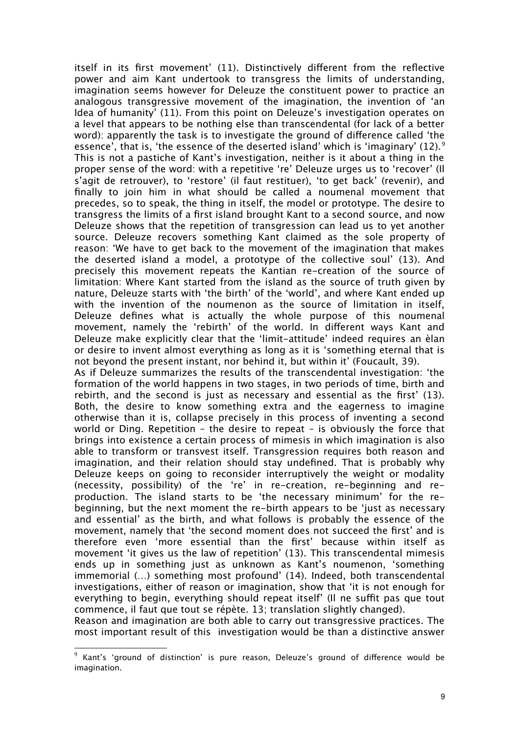itself in its first movement' (11). Distinctively different from the reflective power and aim Kant undertook to transgress the limits of understanding, imagination seems however for Deleuze the constituent power to practice an analogous transgressive movement of the imagination, the invention of 'an Idea of humanity' (11). From this point on Deleuze's investigation operates on a level that appears to be nothing else than transcendental (for lack of a better word): apparently the task is to investigate the ground of difference called 'the essence', that is, 'the essence of the deserted island' which is 'imaginary' (12).[9] This is not a pastiche of Kant's investigation, neither is it about a thing in the proper sense of the word: with a repetitive 're' Deleuze urges us to 'recover' (Il s'agit de retrouver), to 'restore' (il faut restituer), 'to get back' (revenir), and finally to join him in what should be called a noumenal movement that precedes, so to speak, the thing in itself, the model or prototype. The desire to transgress the limits of a first island brought Kant to a second source, and now Deleuze shows that the repetition of transgression can lead us to yet another source. Deleuze recovers something Kant claimed as the sole property of reason: 'We have to get back to the movement of the imagination that makes the deserted island a model, a prototype of the collective soul' (13). And precisely this movement repeats the Kantian re-creation of the source of limitation: Where Kant started from the island as the source of truth given by nature, Deleuze starts with 'the birth' of the 'world', and where Kant ended up with the invention of the noumenon as the source of limitation in itself, Deleuze defines what is actually the whole purpose of this noumenal movement, namely the 'rebirth' of the world. In different ways Kant and Deleuze make explicitly clear that the 'limit-attitude' indeed requires an èlan or desire to invent almost everything as long as it is 'something eternal that is not beyond the present instant, nor behind it, but within it' (Foucault, 39).

As if Deleuze summarizes the results of the transcendental investigation: 'the formation of the world happens in two stages, in two periods of time, birth and rebirth, and the second is just as necessary and essential as the first' (13). Both, the desire to know something extra and the eagerness to imagine otherwise than it is, collapse precisely in this process of inventing a second world or Ding. Repetition – the desire to repeat – is obviously the force that brings into existence a certain process of mimesis in which imagination is also able to transform or transvest itself. Transgression requires both reason and imagination, and their relation should stay undefined. That is probably why Deleuze keeps on going to reconsider interruptively the weight or modality (necessity, possibility) of the 're' in re-creation, re-beginning and re-production. The island starts to be 'the necessary minimum' for the re-beginning, but the next moment the re-birth appears to be 'just as necessary and essential' as the birth, and what follows is probably the essence of the movement, namely that 'the second moment does not succeed the first' and is therefore even 'more essential than the first' because within itself as movement 'it gives us the law of repetition' (13). This transcendental mimesis ends up in something just as unknown as Kant's noumenon, 'something immemorial (...) something most profound' (14). Indeed, both transcendental investigations, either of reason or imagination, show that 'it is not enough for everything to begin, everything should repeat itself' (Il ne suffit pas que tout commence, il faut que tout se répète. 13; translation slightly changed).

Reason and imagination are both able to carry out transgressive practices. The most important result of this investigation would be than a distinctive answer

---

[9] Kant's 'ground of distinction' is pure reason, Deleuze's ground of difference would be imagination.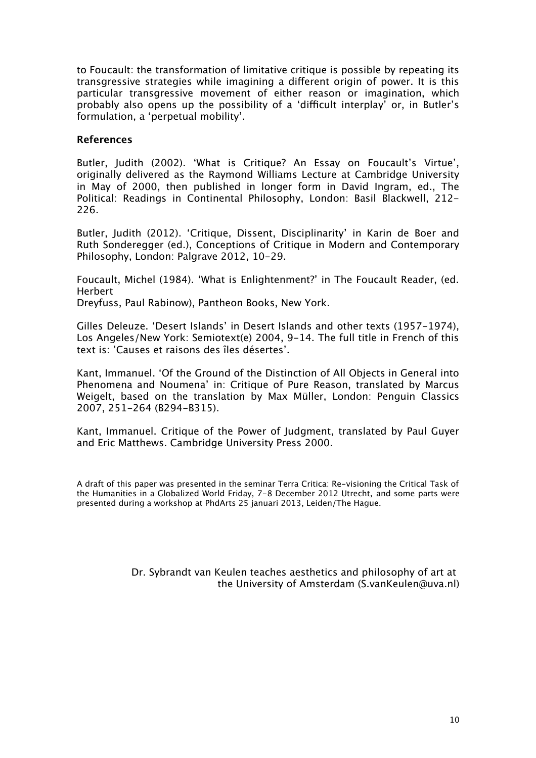to Foucault: the transformation of limitative critique is possible by repeating its transgressive strategies while imagining a different origin of power. It is this particular transgressive movement of either reason or imagination, which probably also opens up the possibility of a 'difficult interplay' or, in Butler's formulation, a 'perpetual mobility'.

**References**

Butler, Judith (2002). 'What is Critique? An Essay on Foucault's Virtue', originally delivered as the Raymond Williams Lecture at Cambridge University in May of 2000, then published in longer form in David Ingram, ed., The Political: Readings in Continental Philosophy, London: Basil Blackwell, 212-226.

Butler, Judith (2012). 'Critique, Dissent, Disciplinarity' in Karin de Boer and Ruth Sonderegger (ed.), Conceptions of Critique in Modern and Contemporary Philosophy, London: Palgrave 2012, 10-29.

Foucault, Michel (1984). 'What is Enlightenment?' in The Foucault Reader, (ed. Herbert
Dreyfuss, Paul Rabinow), Pantheon Books, New York.

Gilles Deleuze. 'Desert Islands' in Desert Islands and other texts (1957-1974), Los Angeles/New York: Semiotext(e) 2004, 9-14. The full title in French of this text is: 'Causes et raisons des îles désertes'.

Kant, Immanuel. 'Of the Ground of the Distinction of All Objects in General into Phenomena and Noumena' in: Critique of Pure Reason, translated by Marcus Weigelt, based on the translation by Max Müller, London: Penguin Classics 2007, 251-264 (B294-B315).

Kant, Immanuel. Critique of the Power of Judgment, translated by Paul Guyer and Eric Matthews. Cambridge University Press 2000.

A draft of this paper was presented in the seminar Terra Critica: Re-visioning the Critical Task of the Humanities in a Globalized World Friday, 7-8 December 2012 Utrecht, and some parts were presented during a workshop at PhdArts 25 januari 2013, Leiden/The Hague.

Dr. Sybrandt van Keulen teaches aesthetics and philosophy of art at the University of Amsterdam (S.vanKeulen@uva.nl)